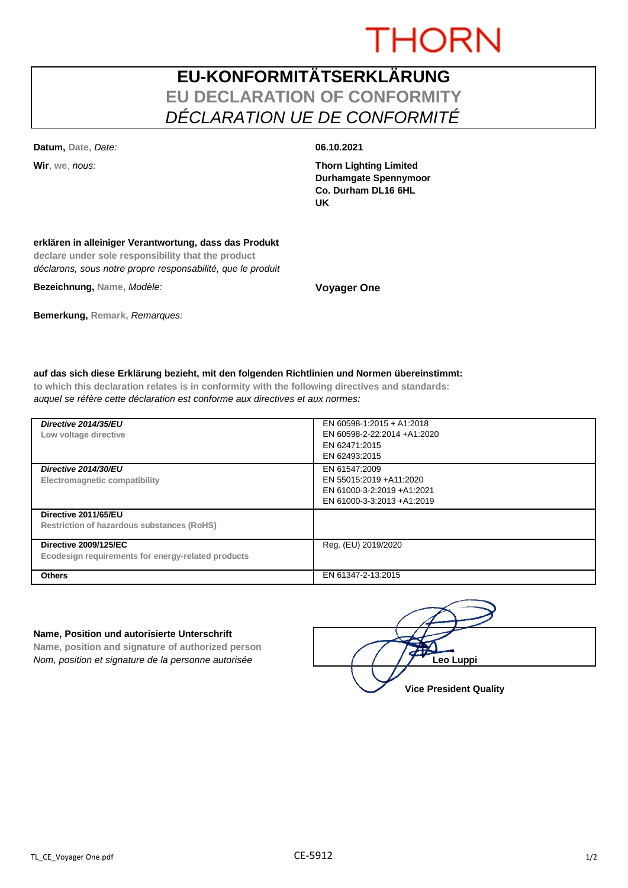THORN

# EU-KONFORMITÄTSERKLÄRUNG
## EU DECLARATION OF CONFORMITY
## *DÉCLARATION UE DE CONFORMITÉ*

**Datum,** Date, *Date:* **06.10.2021**

**Wir**, we, *nous:* **Thorn Lighting Limited**
**Durhamgate Spennymoor**
**Co. Durham DL16 6HL**
**UK**

**erklären in alleiniger Verantwortung, dass das Produkt**
**declare under sole responsibility that the product**
*déclarons, sous notre propre responsabilité, que le produit*

**Bezeichnung,** Name, *Modèle:* **Voyager One**

**Bemerkung,** Remark, *Remarques:*

**auf das sich diese Erklärung bezieht, mit den folgenden Richtlinien und Normen übereinstimmt:**
**to which this declaration relates is in conformity with the following directives and standards:**
*auquel se réfère cette déclaration est conforme aux directives et aux normes:*

| Directive | Standards |
|---|---|
| ***Directive 2014/35/EU***<br>**Low voltage directive** | EN 60598-1:2015 + A1:2018<br>EN 60598-2-22:2014 +A1:2020<br>EN 62471:2015<br>EN 62493:2015 |
| ***Directive 2014/30/EU***<br>**Electromagnetic compatibility** | EN 61547:2009<br>EN 55015:2019 +A11:2020<br>EN 61000-3-2:2019 +A1:2021<br>EN 61000-3-3:2013 +A1:2019 |
| **Directive 2011/65/EU**<br>**Restriction of hazardous substances (RoHS)** | |
| **Directive 2009/125/EC**<br>**Ecodesign requirements for energy-related products** | Reg. (EU) 2019/2020 |
| **Others** | EN 61347-2-13:2015 |

**Name, Position und autorisierte Unterschrift**
**Name, position and signature of authorized person**
*Nom, position et signature de la personne autorisée*

**Leo Luppi**
**Vice President Quality**

TL_CE_Voyager One.pdf CE-5912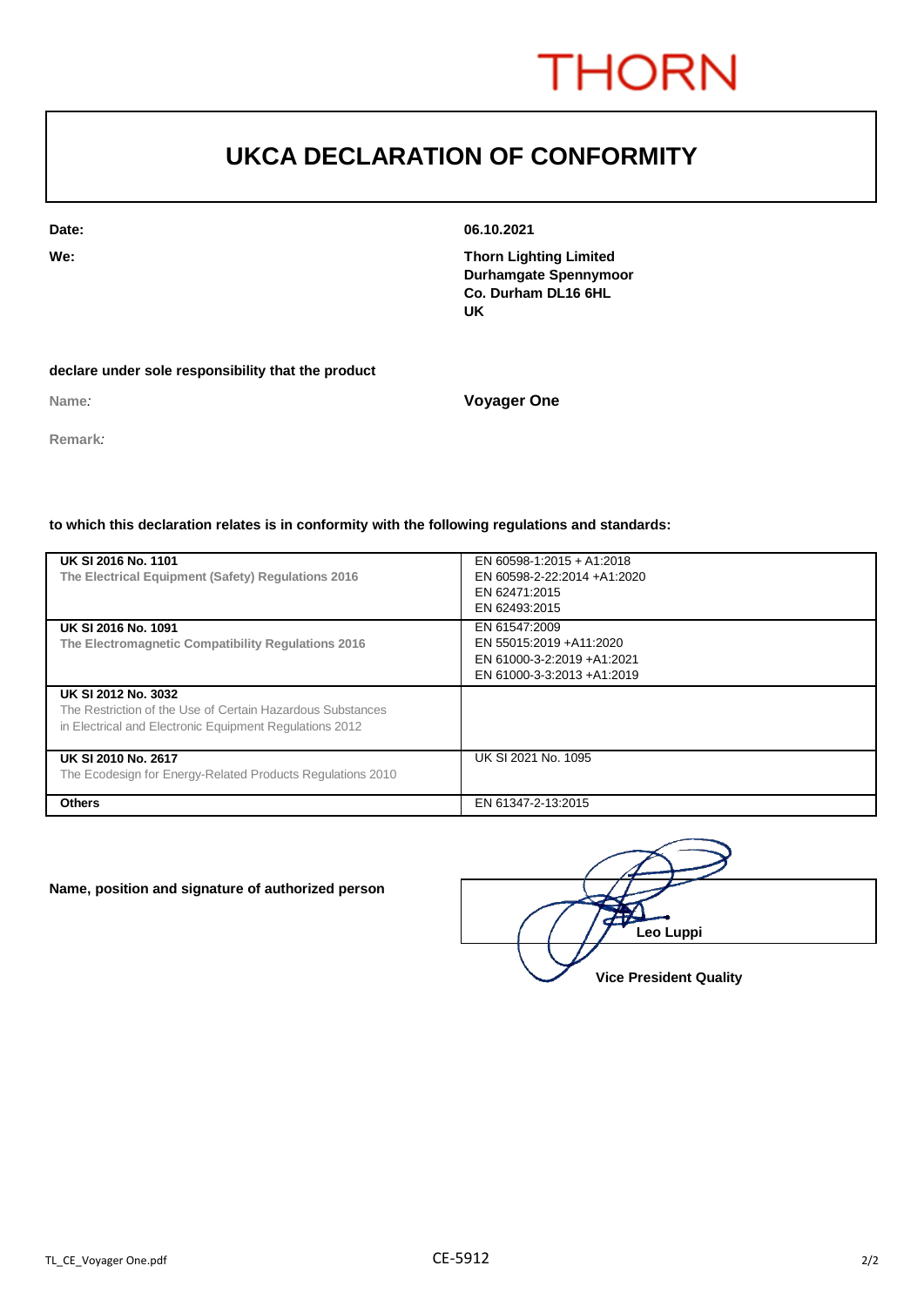THORN

# UKCA DECLARATION OF CONFORMITY

**Date:** 06.10.2021

**We:** **Thorn Lighting Limited**
**Durhamgate Spennymoor**
**Co. Durham DL16 6HL**
**UK**

**declare under sole responsibility that the product**

Name: **Voyager One**

Remark:

**to which this declaration relates is in conformity with the following regulations and standards:**

| | |
|---|---|
| **UK SI 2016 No. 1101**<br>**The Electrical Equipment (Safety) Regulations 2016** | EN 60598-1:2015 + A1:2018<br>EN 60598-2-22:2014 +A1:2020<br>EN 62471:2015<br>EN 62493:2015 |
| **UK SI 2016 No. 1091**<br>**The Electromagnetic Compatibility Regulations 2016** | EN 61547:2009<br>EN 55015:2019 +A11:2020<br>EN 61000-3-2:2019 +A1:2021<br>EN 61000-3-3:2013 +A1:2019 |
| **UK SI 2012 No. 3032**<br>The Restriction of the Use of Certain Hazardous Substances in Electrical and Electronic Equipment Regulations 2012 | |
| **UK SI 2010 No. 2617**<br>The Ecodesign for Energy-Related Products Regulations 2010 | UK SI 2021 No. 1095 |
| **Others** | EN 61347-2-13:2015 |

**Name, position and signature of authorized person**

**Leo Luppi**

**Vice President Quality**

TL_CE_Voyager One.pdf CE-5912